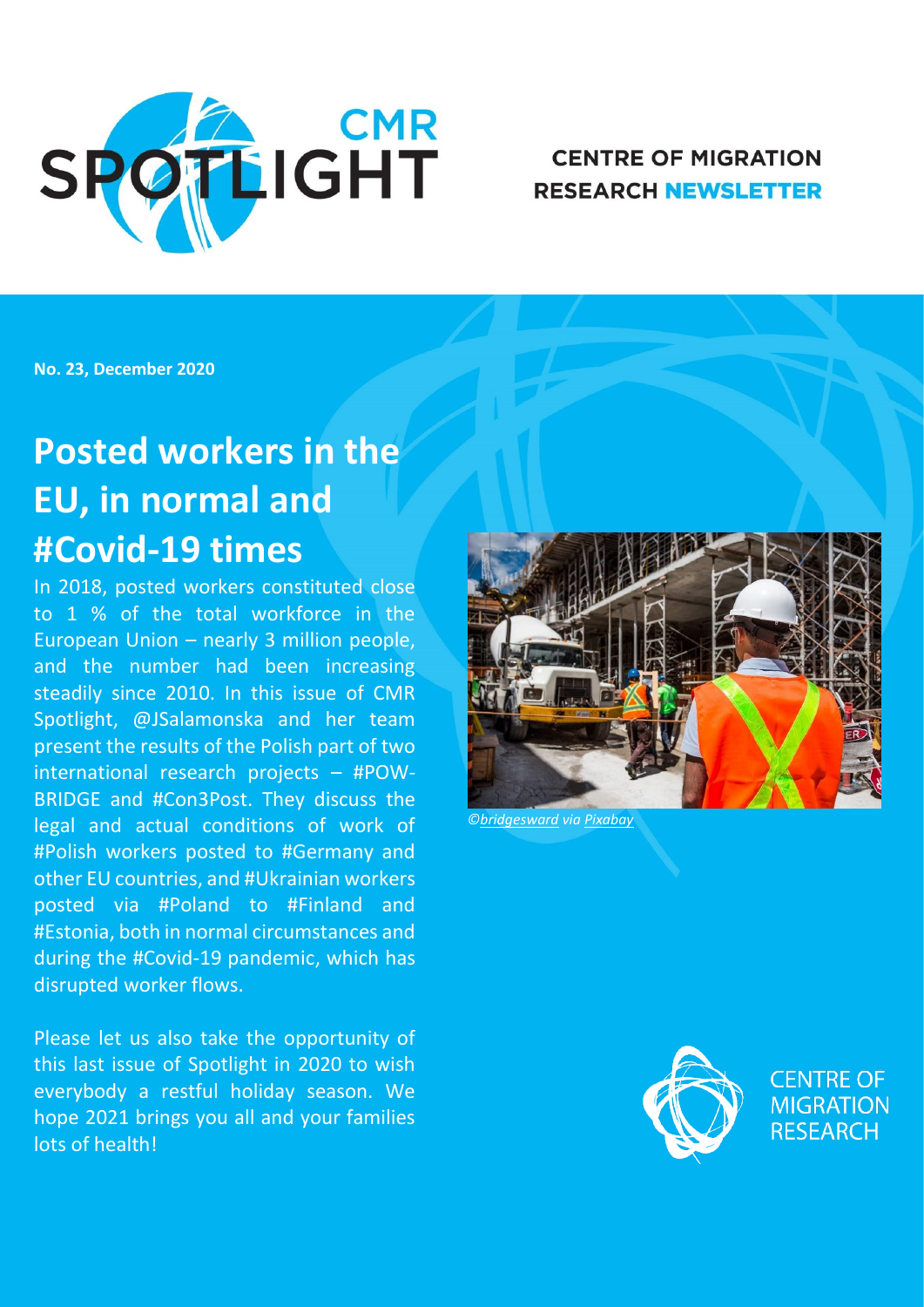CMR SPOTLIGHT

CENTRE OF MIGRATION RESEARCH NEWSLETTER

**No. 23, December 2020**

# Posted workers in the EU, in normal and #Covid-19 times

In 2018, posted workers constituted close to 1 % of the total workforce in the European Union – nearly 3 million people, and the number had been increasing steadily since 2010. In this issue of CMR Spotlight, @JSalamonska and her team present the results of the Polish part of two international research projects – #POW-BRIDGE and #Con3Post. They discuss the legal and actual conditions of work of #Polish workers posted to #Germany and other EU countries, and #Ukrainian workers posted via #Poland to #Finland and #Estonia, both in normal circumstances and during the #Covid-19 pandemic, which has disrupted worker flows.

Please let us also take the opportunity of this last issue of Spotlight in 2020 to wish everybody a restful holiday season. We hope 2021 brings you all and your families lots of health!

*©bridgesward via Pixabay*

CENTRE OF MIGRATION RESEARCH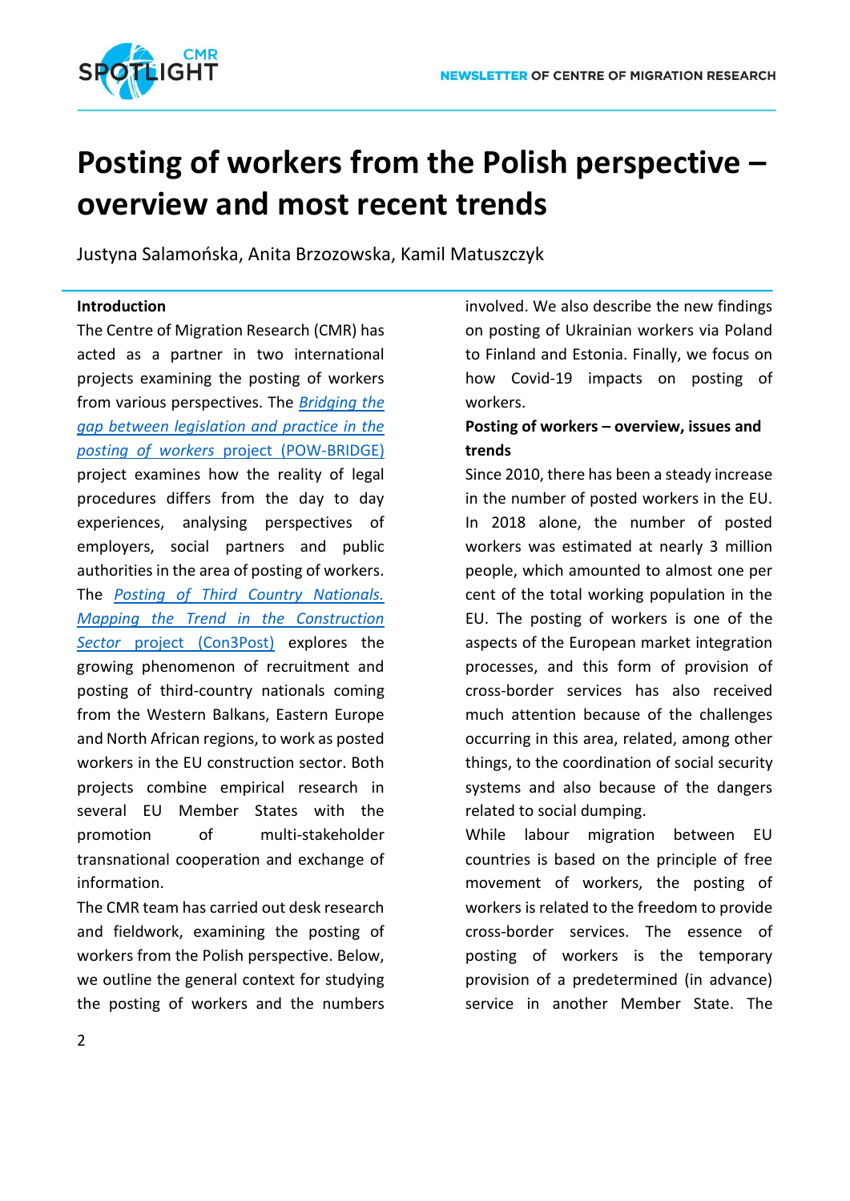# Posting of workers from the Polish perspective – overview and most recent trends

Justyna Salamońska, Anita Brzozowska, Kamil Matuszczyk

**Introduction**

The Centre of Migration Research (CMR) has acted as a partner in two international projects examining the posting of workers from various perspectives. The *Bridging the gap between legislation and practice in the posting of workers* project (POW-BRIDGE) project examines how the reality of legal procedures differs from the day to day experiences, analysing perspectives of employers, social partners and public authorities in the area of posting of workers. The *Posting of Third Country Nationals. Mapping the Trend in the Construction Sector* project (Con3Post) explores the growing phenomenon of recruitment and posting of third-country nationals coming from the Western Balkans, Eastern Europe and North African regions, to work as posted workers in the EU construction sector. Both projects combine empirical research in several EU Member States with the promotion of multi-stakeholder transnational cooperation and exchange of information.

The CMR team has carried out desk research and fieldwork, examining the posting of workers from the Polish perspective. Below, we outline the general context for studying the posting of workers and the numbers involved. We also describe the new findings on posting of Ukrainian workers via Poland to Finland and Estonia. Finally, we focus on how Covid-19 impacts on posting of workers.

**Posting of workers – overview, issues and trends**

Since 2010, there has been a steady increase in the number of posted workers in the EU. In 2018 alone, the number of posted workers was estimated at nearly 3 million people, which amounted to almost one per cent of the total working population in the EU. The posting of workers is one of the aspects of the European market integration processes, and this form of provision of cross-border services has also received much attention because of the challenges occurring in this area, related, among other things, to the coordination of social security systems and also because of the dangers related to social dumping.

While labour migration between EU countries is based on the principle of free movement of workers, the posting of workers is related to the freedom to provide cross-border services. The essence of posting of workers is the temporary provision of a predetermined (in advance) service in another Member State. The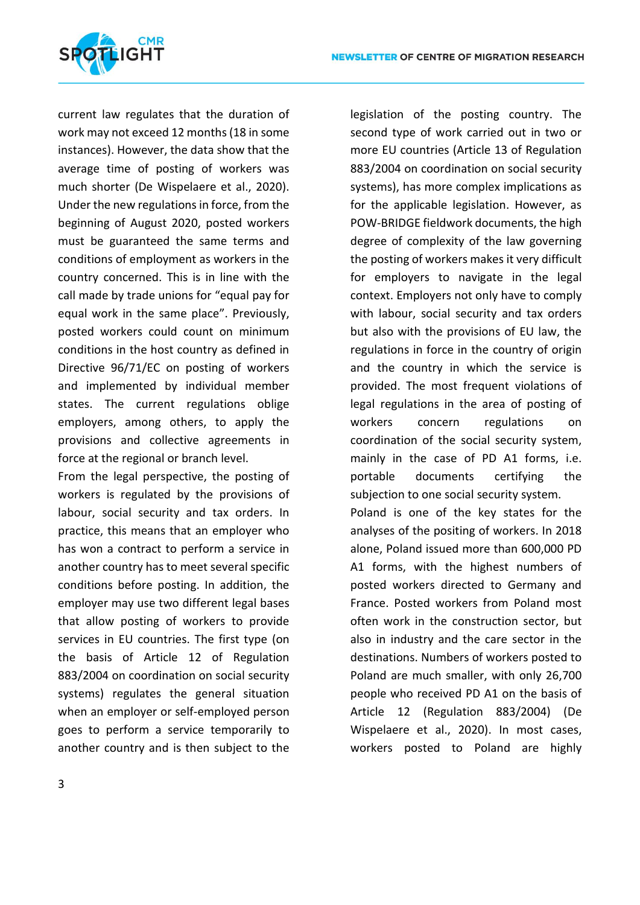current law regulates that the duration of work may not exceed 12 months (18 in some instances). However, the data show that the average time of posting of workers was much shorter (De Wispelaere et al., 2020). Under the new regulations in force, from the beginning of August 2020, posted workers must be guaranteed the same terms and conditions of employment as workers in the country concerned. This is in line with the call made by trade unions for "equal pay for equal work in the same place". Previously, posted workers could count on minimum conditions in the host country as defined in Directive 96/71/EC on posting of workers and implemented by individual member states. The current regulations oblige employers, among others, to apply the provisions and collective agreements in force at the regional or branch level.

From the legal perspective, the posting of workers is regulated by the provisions of labour, social security and tax orders. In practice, this means that an employer who has won a contract to perform a service in another country has to meet several specific conditions before posting. In addition, the employer may use two different legal bases that allow posting of workers to provide services in EU countries. The first type (on the basis of Article 12 of Regulation 883/2004 on coordination on social security systems) regulates the general situation when an employer or self-employed person goes to perform a service temporarily to another country and is then subject to the legislation of the posting country. The second type of work carried out in two or more EU countries (Article 13 of Regulation 883/2004 on coordination on social security systems), has more complex implications as for the applicable legislation. However, as POW-BRIDGE fieldwork documents, the high degree of complexity of the law governing the posting of workers makes it very difficult for employers to navigate in the legal context. Employers not only have to comply with labour, social security and tax orders but also with the provisions of EU law, the regulations in force in the country of origin and the country in which the service is provided. The most frequent violations of legal regulations in the area of posting of workers concern regulations on coordination of the social security system, mainly in the case of PD A1 forms, i.e. portable documents certifying the subjection to one social security system.

Poland is one of the key states for the analyses of the positing of workers. In 2018 alone, Poland issued more than 600,000 PD A1 forms, with the highest numbers of posted workers directed to Germany and France. Posted workers from Poland most often work in the construction sector, but also in industry and the care sector in the destinations. Numbers of workers posted to Poland are much smaller, with only 26,700 people who received PD A1 on the basis of Article 12 (Regulation 883/2004) (De Wispelaere et al., 2020). In most cases, workers posted to Poland are highly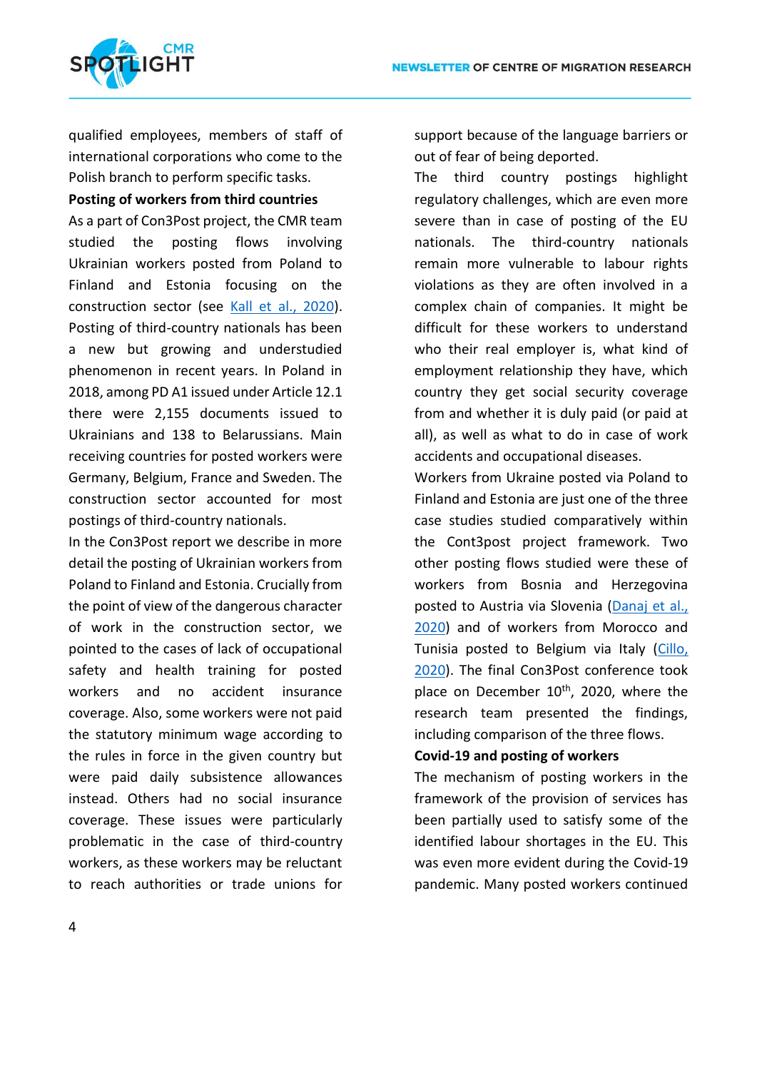qualified employees, members of staff of international corporations who come to the Polish branch to perform specific tasks.

**Posting of workers from third countries**

As a part of Con3Post project, the CMR team studied the posting flows involving Ukrainian workers posted from Poland to Finland and Estonia focusing on the construction sector (see [Kall et al., 2020](#)). Posting of third-country nationals has been a new but growing and understudied phenomenon in recent years. In Poland in 2018, among PD A1 issued under Article 12.1 there were 2,155 documents issued to Ukrainians and 138 to Belarussians. Main receiving countries for posted workers were Germany, Belgium, France and Sweden. The construction sector accounted for most postings of third-country nationals.

In the Con3Post report we describe in more detail the posting of Ukrainian workers from Poland to Finland and Estonia. Crucially from the point of view of the dangerous character of work in the construction sector, we pointed to the cases of lack of occupational safety and health training for posted workers and no accident insurance coverage. Also, some workers were not paid the statutory minimum wage according to the rules in force in the given country but were paid daily subsistence allowances instead. Others had no social insurance coverage. These issues were particularly problematic in the case of third-country workers, as these workers may be reluctant to reach authorities or trade unions for support because of the language barriers or out of fear of being deported.

The third country postings highlight regulatory challenges, which are even more severe than in case of posting of the EU nationals. The third-country nationals remain more vulnerable to labour rights violations as they are often involved in a complex chain of companies. It might be difficult for these workers to understand who their real employer is, what kind of employment relationship they have, which country they get social security coverage from and whether it is duly paid (or paid at all), as well as what to do in case of work accidents and occupational diseases.

Workers from Ukraine posted via Poland to Finland and Estonia are just one of the three case studies studied comparatively within the Cont3post project framework. Two other posting flows studied were these of workers from Bosnia and Herzegovina posted to Austria via Slovenia ([Danaj et al., 2020](#)) and of workers from Morocco and Tunisia posted to Belgium via Italy ([Cillo, 2020](#)). The final Con3Post conference took place on December 10th, 2020, where the research team presented the findings, including comparison of the three flows.

**Covid-19 and posting of workers**

The mechanism of posting workers in the framework of the provision of services has been partially used to satisfy some of the identified labour shortages in the EU. This was even more evident during the Covid-19 pandemic. Many posted workers continued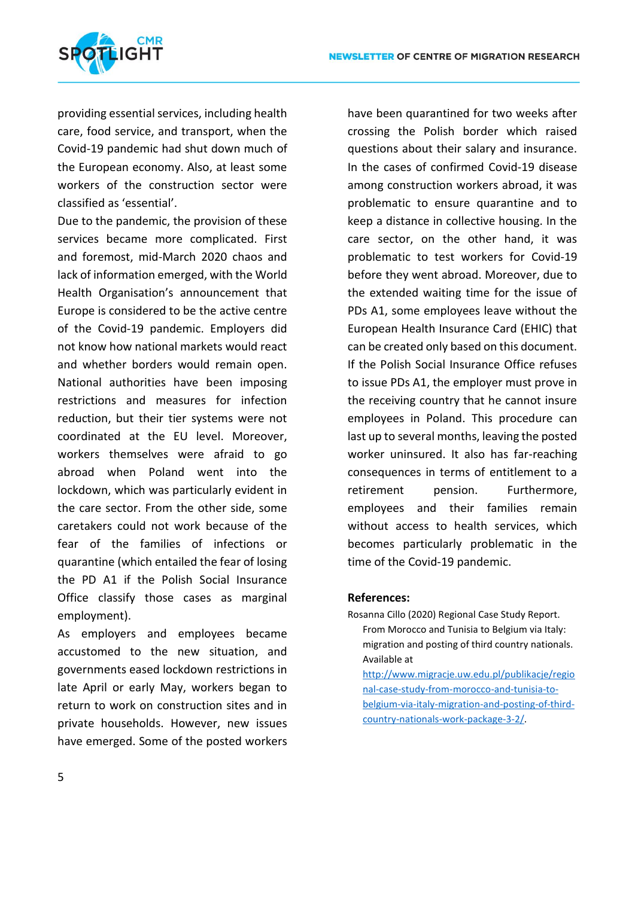providing essential services, including health care, food service, and transport, when the Covid-19 pandemic had shut down much of the European economy. Also, at least some workers of the construction sector were classified as 'essential'.

Due to the pandemic, the provision of these services became more complicated. First and foremost, mid-March 2020 chaos and lack of information emerged, with the World Health Organisation's announcement that Europe is considered to be the active centre of the Covid-19 pandemic. Employers did not know how national markets would react and whether borders would remain open. National authorities have been imposing restrictions and measures for infection reduction, but their tier systems were not coordinated at the EU level. Moreover, workers themselves were afraid to go abroad when Poland went into the lockdown, which was particularly evident in the care sector. From the other side, some caretakers could not work because of the fear of the families of infections or quarantine (which entailed the fear of losing the PD A1 if the Polish Social Insurance Office classify those cases as marginal employment).

As employers and employees became accustomed to the new situation, and governments eased lockdown restrictions in late April or early May, workers began to return to work on construction sites and in private households. However, new issues have emerged. Some of the posted workers have been quarantined for two weeks after crossing the Polish border which raised questions about their salary and insurance. In the cases of confirmed Covid-19 disease among construction workers abroad, it was problematic to ensure quarantine and to keep a distance in collective housing. In the care sector, on the other hand, it was problematic to test workers for Covid-19 before they went abroad. Moreover, due to the extended waiting time for the issue of PDs A1, some employees leave without the European Health Insurance Card (EHIC) that can be created only based on this document. If the Polish Social Insurance Office refuses to issue PDs A1, the employer must prove in the receiving country that he cannot insure employees in Poland. This procedure can last up to several months, leaving the posted worker uninsured. It also has far-reaching consequences in terms of entitlement to a retirement pension. Furthermore, employees and their families remain without access to health services, which becomes particularly problematic in the time of the Covid-19 pandemic.

**References:**

Rosanna Cillo (2020) Regional Case Study Report. From Morocco and Tunisia to Belgium via Italy: migration and posting of third country nationals. Available at http://www.migracje.uw.edu.pl/publikacje/regional-case-study-from-morocco-and-tunisia-to-belgium-via-italy-migration-and-posting-of-third-country-nationals-work-package-3-2/.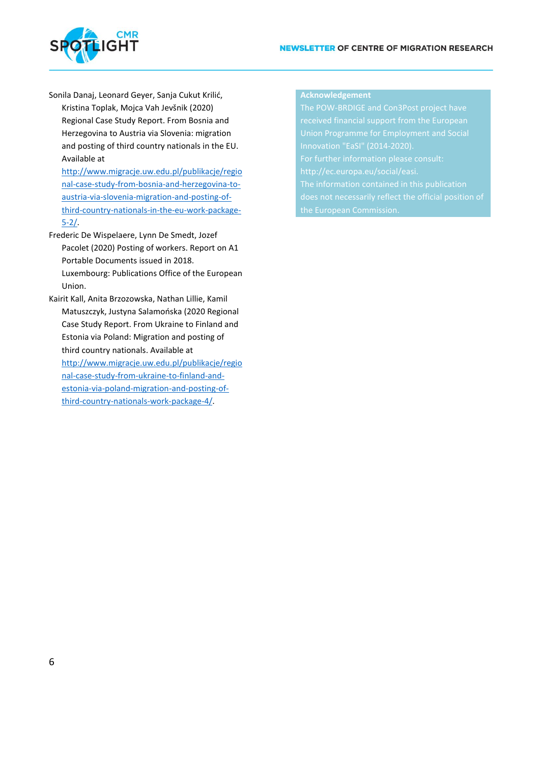Sonila Danaj, Leonard Geyer, Sanja Cukut Krilić, Kristina Toplak, Mojca Vah Jevšnik (2020) Regional Case Study Report. From Bosnia and Herzegovina to Austria via Slovenia: migration and posting of third country nationals in the EU. Available at [http://www.migracje.uw.edu.pl/publikacje/regional-case-study-from-bosnia-and-herzegovina-to-austria-via-slovenia-migration-and-posting-of-third-country-nationals-in-the-eu-work-package-5-2/](http://www.migracje.uw.edu.pl/publikacje/regional-case-study-from-bosnia-and-herzegovina-to-austria-via-slovenia-migration-and-posting-of-third-country-nationals-in-the-eu-work-package-5-2/).

Frederic De Wispelaere, Lynn De Smedt, Jozef Pacolet (2020) Posting of workers. Report on A1 Portable Documents issued in 2018. Luxembourg: Publications Office of the European Union.

Kairit Kall, Anita Brzozowska, Nathan Lillie, Kamil Matuszczyk, Justyna Salamońska (2020 Regional Case Study Report. From Ukraine to Finland and Estonia via Poland: Migration and posting of third country nationals. Available at [http://www.migracje.uw.edu.pl/publikacje/regional-case-study-from-ukraine-to-finland-and-estonia-via-poland-migration-and-posting-of-third-country-nationals-work-package-4/](http://www.migracje.uw.edu.pl/publikacje/regional-case-study-from-ukraine-to-finland-and-estonia-via-poland-migration-and-posting-of-third-country-nationals-work-package-4/).

**Acknowledgement**

The POW-BRDIGE and Con3Post project have received financial support from the European Union Programme for Employment and Social Innovation "EaSI" (2014-2020).

For further information please consult: http://ec.europa.eu/social/easi.

The information contained in this publication does not necessarily reflect the official position of the European Commission.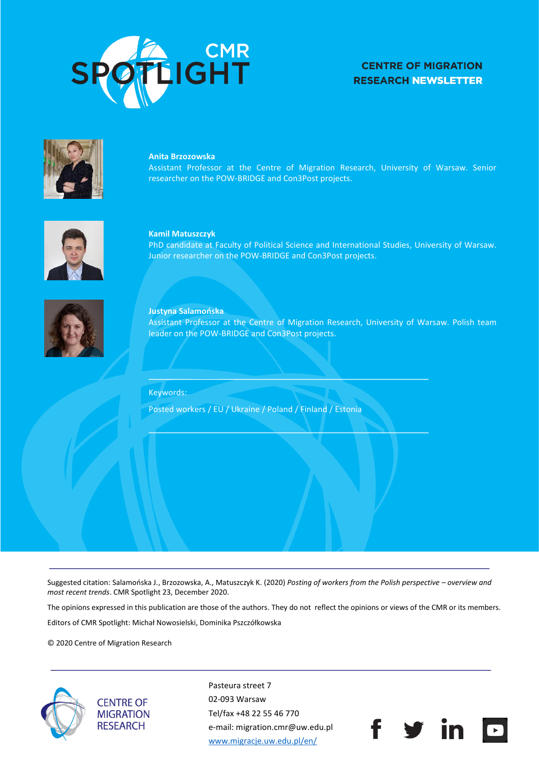# CMR SPOTLIGHT

**CENTRE OF MIGRATION RESEARCH NEWSLETTER**

**Anita Brzozowska**
Assistant Professor at the Centre of Migration Research, University of Warsaw. Senior researcher on the POW-BRIDGE and Con3Post projects.

**Kamil Matuszczyk**
PhD candidate at Faculty of Political Science and International Studies, University of Warsaw. Junior researcher on the POW-BRIDGE and Con3Post projects.

**Justyna Salamońska**
Assistant Professor at the Centre of Migration Research, University of Warsaw. Polish team leader on the POW-BRIDGE and Con3Post projects.

---

Keywords:

Posted workers / EU / Ukraine / Poland / Finland / Estonia

---

Suggested citation: Salamońska J., Brzozowska, A., Matuszczyk K. (2020) *Posting of workers from the Polish perspective – overview and most recent trends*. CMR Spotlight 23, December 2020.

The opinions expressed in this publication are those of the authors. They do not reflect the opinions or views of the CMR or its members.

Editors of CMR Spotlight: Michał Nowosielski, Dominika Pszczółkowska

© 2020 Centre of Migration Research

---

CENTRE OF MIGRATION RESEARCH

Pasteura street 7
02-093 Warsaw
Tel/fax +48 22 55 46 770
e-mail: migration.cmr@uw.edu.pl
www.migracje.uw.edu.pl/en/